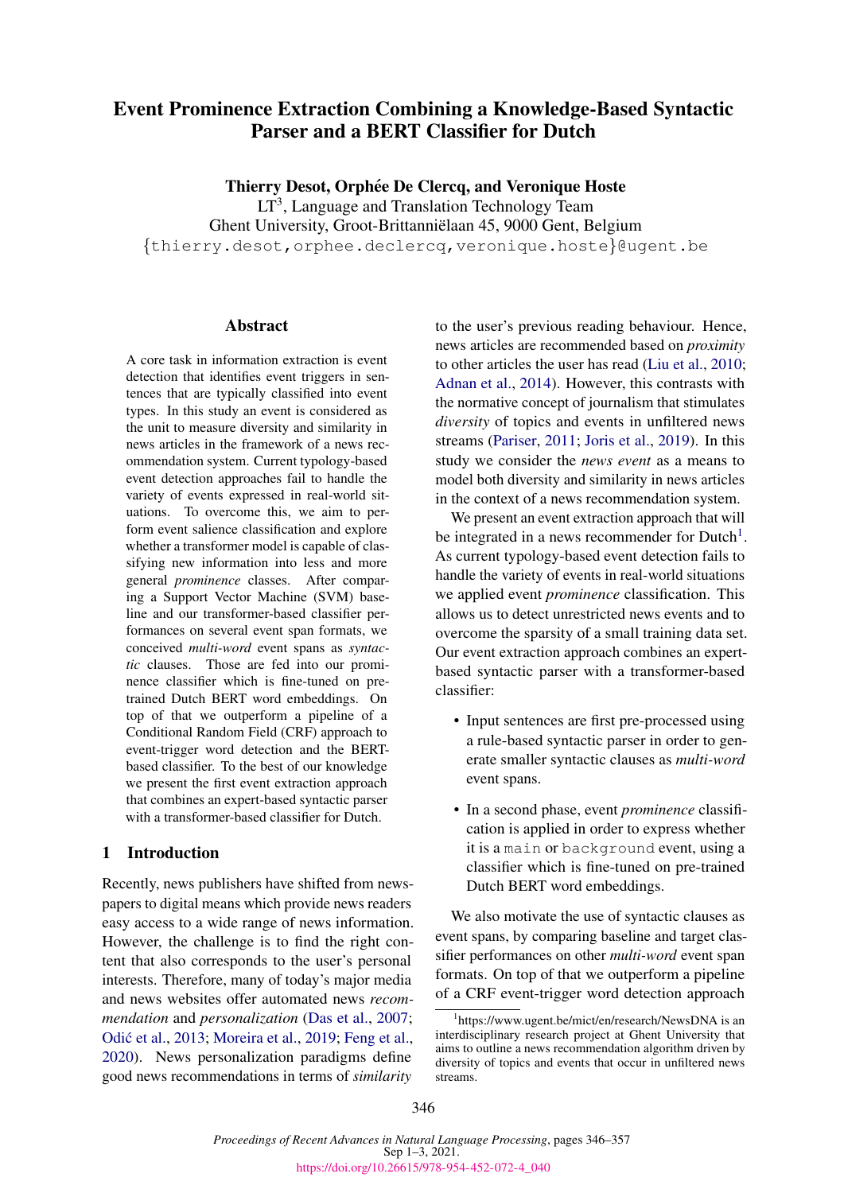# Event Prominence Extraction Combining a Knowledge-Based Syntactic Parser and a BERT Classifier for Dutch

**Thierry Desot, Orphée De Clercq, and Veronique Hoste**

LT[3], Language and Translation Technology Team
Ghent University, Groot-Brittanniëlaan 45, 9000 Gent, Belgium
{thierry.desot,orphee.declercq,veronique.hoste}@ugent.be

## Abstract

A core task in information extraction is event detection that identifies event triggers in sentences that are typically classified into event types. In this study an event is considered as the unit to measure diversity and similarity in news articles in the framework of a news recommendation system. Current typology-based event detection approaches fail to handle the variety of events expressed in real-world situations. To overcome this, we aim to perform event salience classification and explore whether a transformer model is capable of classifying new information into less and more general *prominence* classes. After comparing a Support Vector Machine (SVM) baseline and our transformer-based classifier performances on several event span formats, we conceived *multi-word* event spans as *syntactic* clauses. Those are fed into our prominence classifier which is fine-tuned on pre-trained Dutch BERT word embeddings. On top of that we outperform a pipeline of a Conditional Random Field (CRF) approach to event-trigger word detection and the BERT-based classifier. To the best of our knowledge we present the first event extraction approach that combines an expert-based syntactic parser with a transformer-based classifier for Dutch.

## 1 Introduction

Recently, news publishers have shifted from newspapers to digital means which provide news readers easy access to a wide range of news information. However, the challenge is to find the right content that also corresponds to the user's personal interests. Therefore, many of today's major media and news websites offer automated news *recommendation* and *personalization* (Das et al., 2007; Odić et al., 2013; Moreira et al., 2019; Feng et al., 2020). News personalization paradigms define good news recommendations in terms of *similarity* to the user's previous reading behaviour. Hence, news articles are recommended based on *proximity* to other articles the user has read (Liu et al., 2010; Adnan et al., 2014). However, this contrasts with the normative concept of journalism that stimulates *diversity* of topics and events in unfiltered news streams (Pariser, 2011; Joris et al., 2019). In this study we consider the *news event* as a means to model both diversity and similarity in news articles in the context of a news recommendation system.

We present an event extraction approach that will be integrated in a news recommender for Dutch[1]. As current typology-based event detection fails to handle the variety of events in real-world situations we applied event *prominence* classification. This allows us to detect unrestricted news events and to overcome the sparsity of a small training data set. Our event extraction approach combines an expert-based syntactic parser with a transformer-based classifier:

- Input sentences are first pre-processed using a rule-based syntactic parser in order to generate smaller syntactic clauses as *multi-word* event spans.
- In a second phase, event *prominence* classification is applied in order to express whether it is a `main` or `background` event, using a classifier which is fine-tuned on pre-trained Dutch BERT word embeddings.

We also motivate the use of syntactic clauses as event spans, by comparing baseline and target classifier performances on other *multi-word* event span formats. On top of that we outperform a pipeline of a CRF event-trigger word detection approach

[1] https://www.ugent.be/mict/en/research/NewsDNA is an interdisciplinary research project at Ghent University that aims to outline a news recommendation algorithm driven by diversity of topics and events that occur in unfiltered news streams.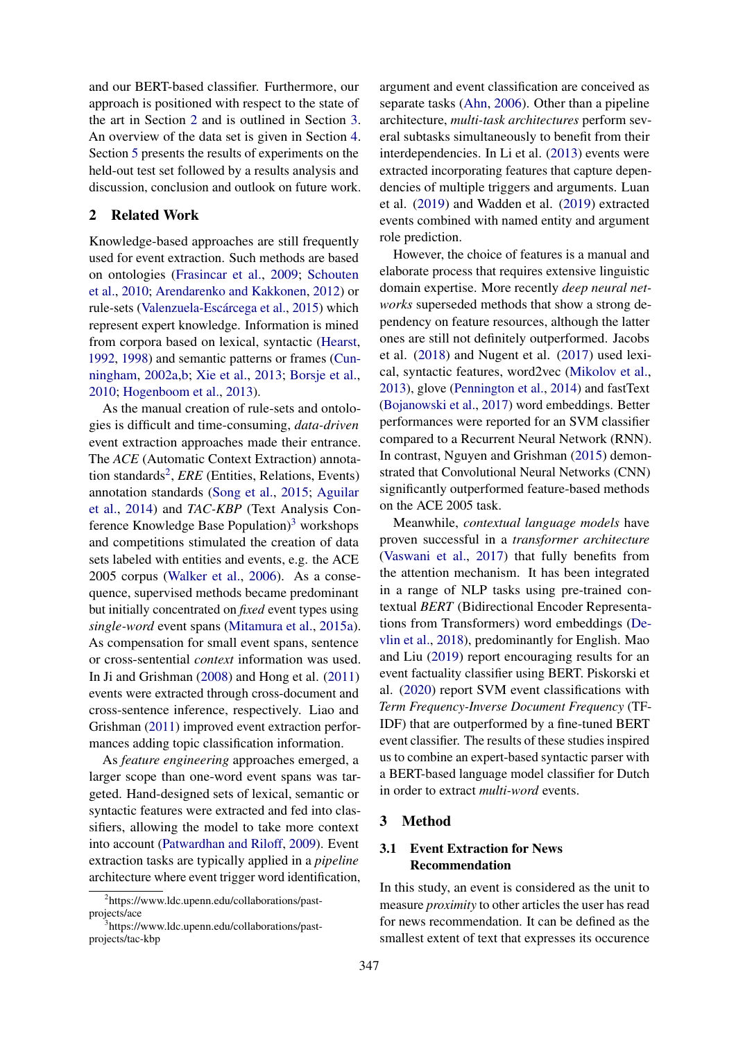and our BERT-based classifier. Furthermore, our approach is positioned with respect to the state of the art in Section 2 and is outlined in Section 3. An overview of the data set is given in Section 4. Section 5 presents the results of experiments on the held-out test set followed by a results analysis and discussion, conclusion and outlook on future work.

## 2 Related Work

Knowledge-based approaches are still frequently used for event extraction. Such methods are based on ontologies (Frasincar et al., 2009; Schouten et al., 2010; Arendarenko and Kakkonen, 2012) or rule-sets (Valenzuela-Escárcega et al., 2015) which represent expert knowledge. Information is mined from corpora based on lexical, syntactic (Hearst, 1992, 1998) and semantic patterns or frames (Cunningham, 2002a,b; Xie et al., 2013; Borsje et al., 2010; Hogenboom et al., 2013).

As the manual creation of rule-sets and ontologies is difficult and time-consuming, *data-driven* event extraction approaches made their entrance. The *ACE* (Automatic Context Extraction) annotation standards[2], *ERE* (Entities, Relations, Events) annotation standards (Song et al., 2015; Aguilar et al., 2014) and *TAC-KBP* (Text Analysis Conference Knowledge Base Population)[3] workshops and competitions stimulated the creation of data sets labeled with entities and events, e.g. the ACE 2005 corpus (Walker et al., 2006). As a consequence, supervised methods became predominant but initially concentrated on *fixed* event types using *single-word* event spans (Mitamura et al., 2015a). As compensation for small event spans, sentence or cross-sentential *context* information was used. In Ji and Grishman (2008) and Hong et al. (2011) events were extracted through cross-document and cross-sentence inference, respectively. Liao and Grishman (2011) improved event extraction performances adding topic classification information.

As *feature engineering* approaches emerged, a larger scope than one-word event spans was targeted. Hand-designed sets of lexical, semantic or syntactic features were extracted and fed into classifiers, allowing the model to take more context into account (Patwardhan and Riloff, 2009). Event extraction tasks are typically applied in a *pipeline* architecture where event trigger word identification, argument and event classification are conceived as separate tasks (Ahn, 2006). Other than a pipeline architecture, *multi-task architectures* perform several subtasks simultaneously to benefit from their interdependencies. In Li et al. (2013) events were extracted incorporating features that capture dependencies of multiple triggers and arguments. Luan et al. (2019) and Wadden et al. (2019) extracted events combined with named entity and argument role prediction.

However, the choice of features is a manual and elaborate process that requires extensive linguistic domain expertise. More recently *deep neural networks* superseded methods that show a strong dependency on feature resources, although the latter ones are still not definitely outperformed. Jacobs et al. (2018) and Nugent et al. (2017) used lexical, syntactic features, word2vec (Mikolov et al., 2013), glove (Pennington et al., 2014) and fastText (Bojanowski et al., 2017) word embeddings. Better performances were reported for an SVM classifier compared to a Recurrent Neural Network (RNN). In contrast, Nguyen and Grishman (2015) demonstrated that Convolutional Neural Networks (CNN) significantly outperformed feature-based methods on the ACE 2005 task.

Meanwhile, *contextual language models* have proven successful in a *transformer architecture* (Vaswani et al., 2017) that fully benefits from the attention mechanism. It has been integrated in a range of NLP tasks using pre-trained contextual *BERT* (Bidirectional Encoder Representations from Transformers) word embeddings (Devlin et al., 2018), predominantly for English. Mao and Liu (2019) report encouraging results for an event factuality classifier using BERT. Piskorski et al. (2020) report SVM event classifications with *Term Frequency-Inverse Document Frequency* (TF-IDF) that are outperformed by a fine-tuned BERT event classifier. The results of these studies inspired us to combine an expert-based syntactic parser with a BERT-based language model classifier for Dutch in order to extract *multi-word* events.

## 3 Method

### 3.1 Event Extraction for News Recommendation

In this study, an event is considered as the unit to measure *proximity* to other articles the user has read for news recommendation. It can be defined as the smallest extent of text that expresses its occurence

[2] https://www.ldc.upenn.edu/collaborations/past-projects/ace

[3] https://www.ldc.upenn.edu/collaborations/past-projects/tac-kbp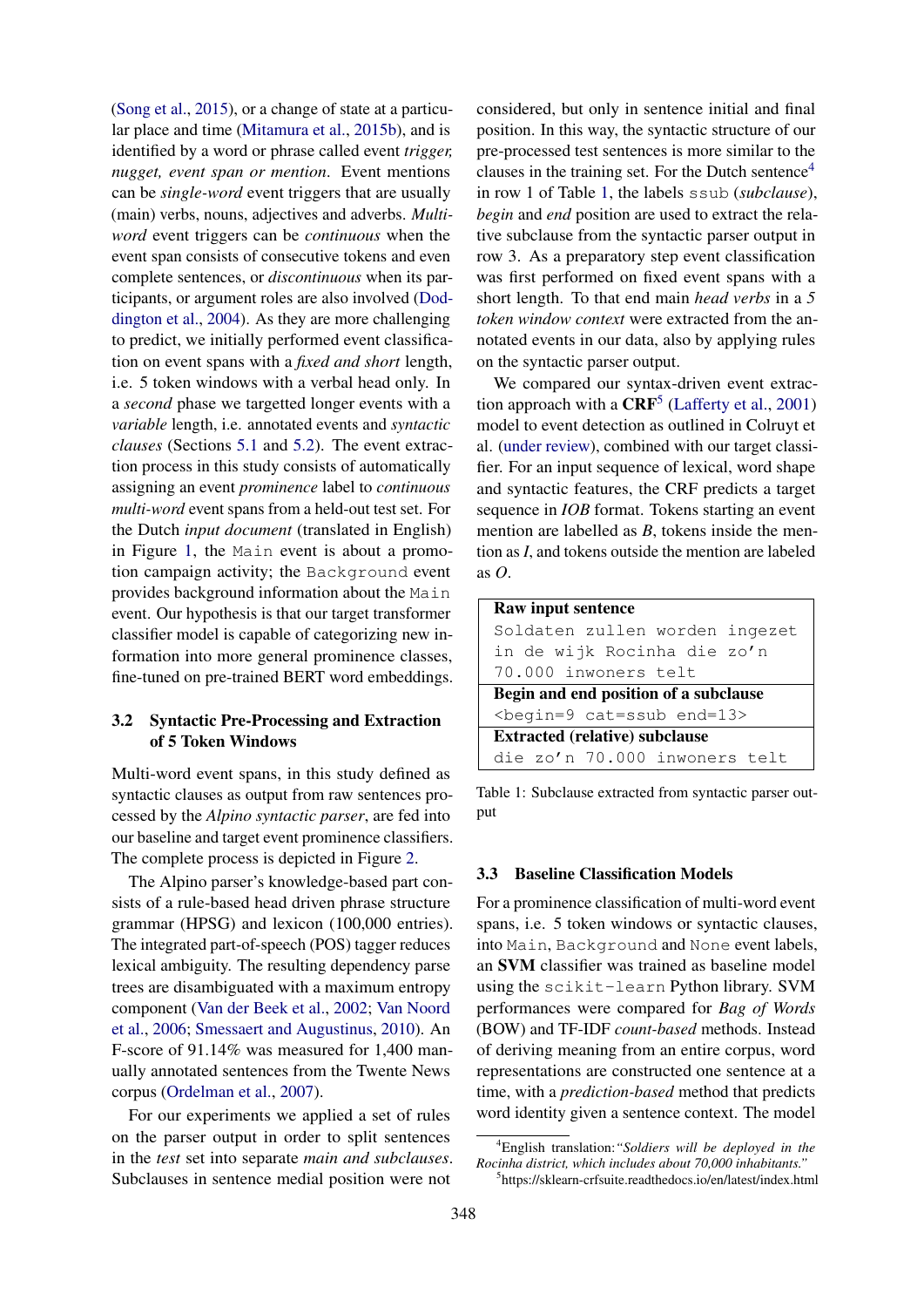(Song et al., 2015), or a change of state at a particular place and time (Mitamura et al., 2015b), and is identified by a word or phrase called event *trigger, nugget, event span or mention*. Event mentions can be *single-word* event triggers that are usually (main) verbs, nouns, adjectives and adverbs. *Multi-word* event triggers can be *continuous* when the event span consists of consecutive tokens and even complete sentences, or *discontinuous* when its participants, or argument roles are also involved (Doddington et al., 2004). As they are more challenging to predict, we initially performed event classification on event spans with a *fixed and short* length, i.e. 5 token windows with a verbal head only. In a *second* phase we targetted longer events with a *variable* length, i.e. annotated events and *syntactic clauses* (Sections 5.1 and 5.2). The event extraction process in this study consists of automatically assigning an event *prominence* label to *continuous multi-word* event spans from a held-out test set. For the Dutch *input document* (translated in English) in Figure 1, the `Main` event is about a promotion campaign activity; the `Background` event provides background information about the `Main` event. Our hypothesis is that our target transformer classifier model is capable of categorizing new information into more general prominence classes, fine-tuned on pre-trained BERT word embeddings.

### 3.2 Syntactic Pre-Processing and Extraction of 5 Token Windows

Multi-word event spans, in this study defined as syntactic clauses as output from raw sentences processed by the *Alpino syntactic parser*, are fed into our baseline and target event prominence classifiers. The complete process is depicted in Figure 2.

The Alpino parser's knowledge-based part consists of a rule-based head driven phrase structure grammar (HPSG) and lexicon (100,000 entries). The integrated part-of-speech (POS) tagger reduces lexical ambiguity. The resulting dependency parse trees are disambiguated with a maximum entropy component (Van der Beek et al., 2002; Van Noord et al., 2006; Smessaert and Augustinus, 2010). An F-score of 91.14% was measured for 1,400 manually annotated sentences from the Twente News corpus (Ordelman et al., 2007).

For our experiments we applied a set of rules on the parser output in order to split sentences in the *test* set into separate *main and subclauses*. Subclauses in sentence medial position were not considered, but only in sentence initial and final position. In this way, the syntactic structure of our pre-processed test sentences is more similar to the clauses in the training set. For the Dutch sentence[4] in row 1 of Table 1, the labels `ssub` (*subclause*), *begin* and *end* position are used to extract the relative subclause from the syntactic parser output in row 3. As a preparatory step event classification was first performed on fixed event spans with a short length. To that end main *head verbs* in a *5 token window context* were extracted from the annotated events in our data, also by applying rules on the syntactic parser output.

We compared our syntax-driven event extraction approach with a **CRF**[5] (Lafferty et al., 2001) model to event detection as outlined in Colruyt et al. (under review), combined with our target classifier. For an input sequence of lexical, word shape and syntactic features, the CRF predicts a target sequence in *IOB* format. Tokens starting an event mention are labelled as *B*, tokens inside the mention as *I*, and tokens outside the mention are labeled as *O*.

| **Raw input sentence** |
|---|
| `Soldaten zullen worden ingezet in de wijk Rocinha die zo'n 70.000 inwoners telt` |
| **Begin and end position of a subclause** |
| `<begin=9 cat=ssub end=13>` |
| **Extracted (relative) subclause** |
| `die zo'n 70.000 inwoners telt` |

Table 1: Subclause extracted from syntactic parser output

### 3.3 Baseline Classification Models

For a prominence classification of multi-word event spans, i.e. 5 token windows or syntactic clauses, into `Main`, `Background` and `None` event labels, an **SVM** classifier was trained as baseline model using the `scikit-learn` Python library. SVM performances were compared for *Bag of Words* (BOW) and TF-IDF *count-based* methods. Instead of deriving meaning from an entire corpus, word representations are constructed one sentence at a time, with a *prediction-based* method that predicts word identity given a sentence context. The model

[4] English translation: *"Soldiers will be deployed in the Rocinha district, which includes about 70,000 inhabitants."*

[5] https://sklearn-crfsuite.readthedocs.io/en/latest/index.html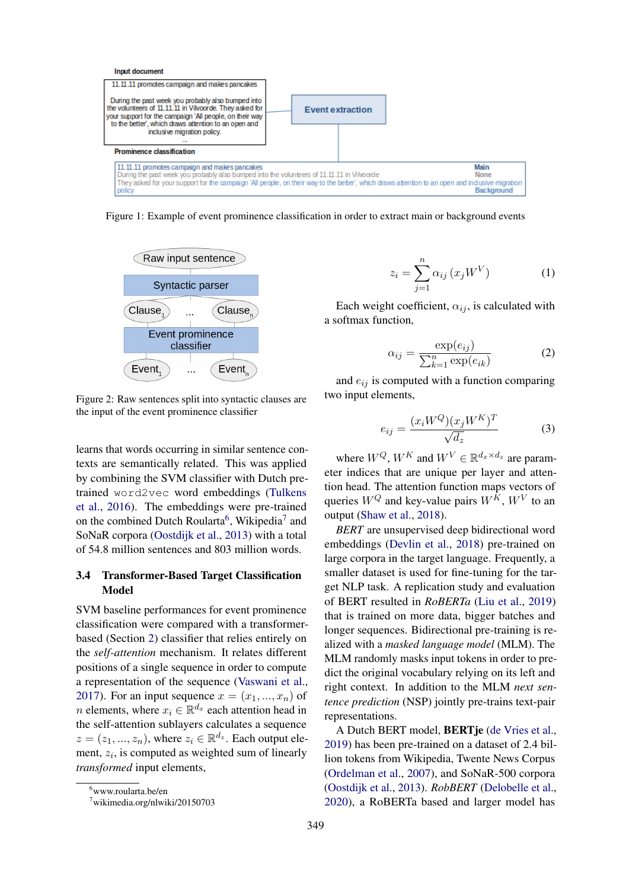Figure 1: Example of event prominence classification in order to extract main or background events

Figure 2: Raw sentences split into syntactic clauses are the input of the event prominence classifier

learns that words occurring in similar sentence contexts are semantically related. This was applied by combining the SVM classifier with Dutch pretrained `word2vec` word embeddings (Tulkens et al., 2016). The embeddings were pre-trained on the combined Dutch Roularta[6], Wikipedia[7] and SoNaR corpora (Oostdijk et al., 2013) with a total of 54.8 million sentences and 803 million words.

### 3.4 Transformer-Based Target Classification Model

SVM baseline performances for event prominence classification were compared with a transformer-based (Section 2) classifier that relies entirely on the *self-attention* mechanism. It relates different positions of a single sequence in order to compute a representation of the sequence (Vaswani et al., 2017). For an input sequence $x = (x_1, ..., x_n)$ of $n$ elements, where $x_i \in \mathbb{R}^{d_x}$ each attention head in the self-attention sublayers calculates a sequence $z = (z_1, ..., z_n)$, where $z_i \in \mathbb{R}^{d_z}$. Each output element, $z_i$, is computed as weighted sum of linearly *transformed* input elements,

$$z_i = \sum_{j=1}^{n} \alpha_{ij} \left(x_j W^V\right) \quad (1)$$

Each weight coefficient, $\alpha_{ij}$, is calculated with a softmax function,

$$\alpha_{ij} = \frac{\exp(e_{ij})}{\sum_{k=1}^{n} \exp(e_{ik})} \quad (2)$$

and $e_{ij}$ is computed with a function comparing two input elements,

$$e_{ij} = \frac{(x_i W^Q)(x_j W^K)^T}{\sqrt{d_z}} \quad (3)$$

where $W^Q$, $W^K$ and $W^V \in \mathbb{R}^{d_x \times d_z}$ are parameter indices that are unique per layer and attention head. The attention function maps vectors of queries $W^Q$ and key-value pairs $W^K$, $W^V$ to an output (Shaw et al., 2018).

*BERT* are unsupervised deep bidirectional word embeddings (Devlin et al., 2018) pre-trained on large corpora in the target language. Frequently, a smaller dataset is used for fine-tuning for the target NLP task. A replication study and evaluation of BERT resulted in *RoBERTa* (Liu et al., 2019) that is trained on more data, bigger batches and longer sequences. Bidirectional pre-training is realized with a *masked language model* (MLM). The MLM randomly masks input tokens in order to predict the original vocabulary relying on its left and right context. In addition to the MLM *next sentence prediction* (NSP) jointly pre-trains text-pair representations.

A Dutch BERT model, **BERTje** (de Vries et al., 2019) has been pre-trained on a dataset of 2.4 billion tokens from Wikipedia, Twente News Corpus (Ordelman et al., 2007), and SoNaR-500 corpora (Oostdijk et al., 2013). *RobBERT* (Delobelle et al., 2020), a RoBERTa based and larger model has

[6] www.roularta.be/en
[7] wikimedia.org/nlwiki/20150703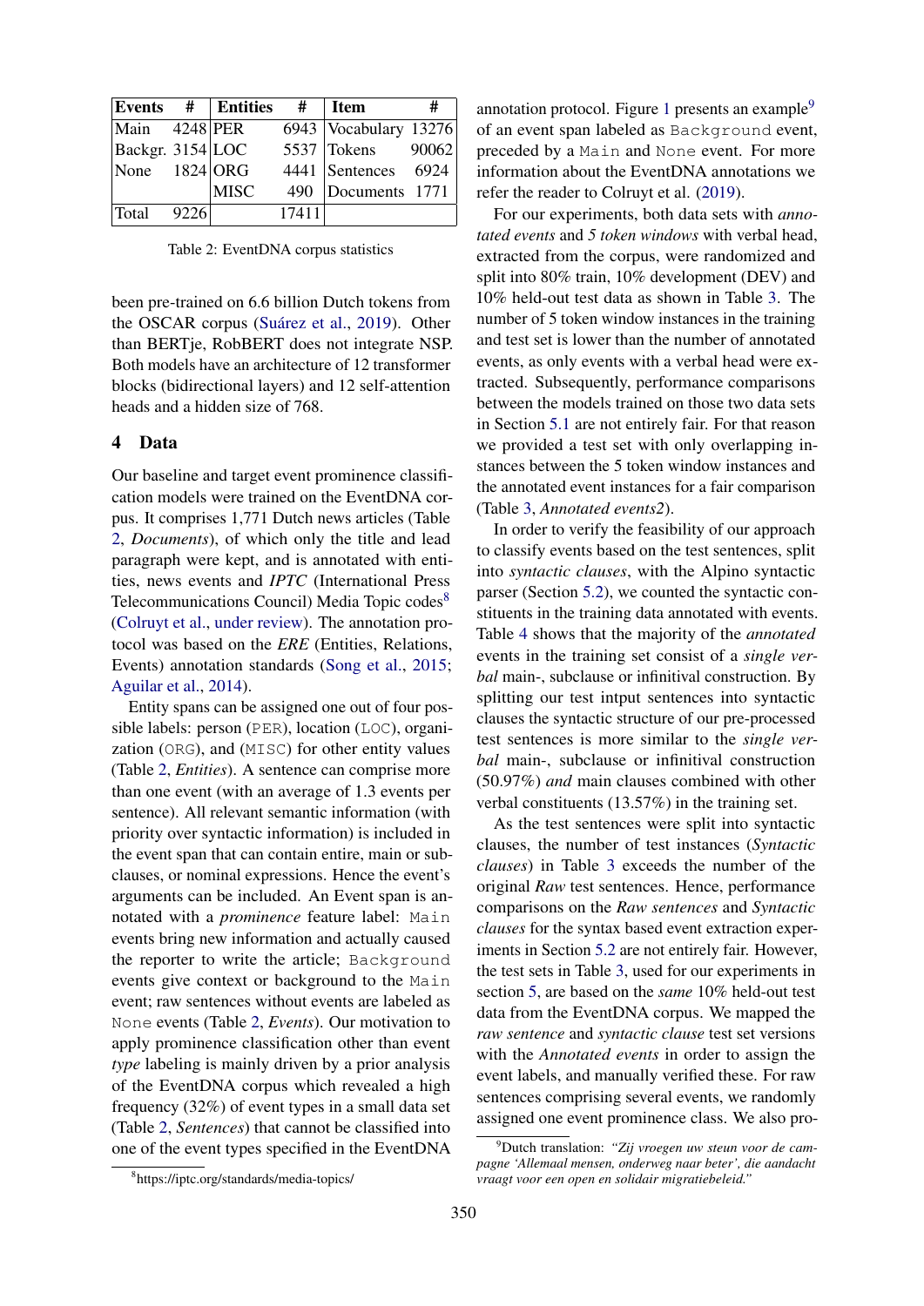| Events | # | Entities | # | Item | # |
|---|---|---|---|---|---|
| Main | 4248 | PER | 6943 | Vocabulary | 13276 |
| Backgr. | 3154 | LOC | 5537 | Tokens | 90062 |
| None | 1824 | ORG | 4441 | Sentences | 6924 |
| | | MISC | 490 | Documents | 1771 |
| Total | 9226 | | 17411 | | |

Table 2: EventDNA corpus statistics

been pre-trained on 6.6 billion Dutch tokens from the OSCAR corpus (Suárez et al., 2019). Other than BERTje, RobBERT does not integrate NSP. Both models have an architecture of 12 transformer blocks (bidirectional layers) and 12 self-attention heads and a hidden size of 768.

## 4 Data

Our baseline and target event prominence classification models were trained on the EventDNA corpus. It comprises 1,771 Dutch news articles (Table 2, *Documents*), of which only the title and lead paragraph were kept, and is annotated with entities, news events and *IPTC* (International Press Telecommunications Council) Media Topic codes[8] (Colruyt et al., under review). The annotation protocol was based on the *ERE* (Entities, Relations, Events) annotation standards (Song et al., 2015; Aguilar et al., 2014).

Entity spans can be assigned one out of four possible labels: person (PER), location (LOC), organization (ORG), and (MISC) for other entity values (Table 2, *Entities*). A sentence can comprise more than one event (with an average of 1.3 events per sentence). All relevant semantic information (with priority over syntactic information) is included in the event span that can contain entire, main or subclauses, or nominal expressions. Hence the event's arguments can be included. An Event span is annotated with a *prominence* feature label: Main events bring new information and actually caused the reporter to write the article; Background events give context or background to the Main event; raw sentences without events are labeled as None events (Table 2, *Events*). Our motivation to apply prominence classification other than event *type* labeling is mainly driven by a prior analysis of the EventDNA corpus which revealed a high frequency (32%) of event types in a small data set (Table 2, *Sentences*) that cannot be classified into one of the event types specified in the EventDNA annotation protocol. Figure 1 presents an example[9] of an event span labeled as Background event, preceded by a Main and None event. For more information about the EventDNA annotations we refer the reader to Colruyt et al. (2019).

For our experiments, both data sets with *annotated events* and *5 token windows* with verbal head, extracted from the corpus, were randomized and split into 80% train, 10% development (DEV) and 10% held-out test data as shown in Table 3. The number of 5 token window instances in the training and test set is lower than the number of annotated events, as only events with a verbal head were extracted. Subsequently, performance comparisons between the models trained on those two data sets in Section 5.1 are not entirely fair. For that reason we provided a test set with only overlapping instances between the 5 token window instances and the annotated event instances for a fair comparison (Table 3, *Annotated events2*).

In order to verify the feasibility of our approach to classify events based on the test sentences, split into *syntactic clauses*, with the Alpino syntactic parser (Section 5.2), we counted the syntactic constituents in the training data annotated with events. Table 4 shows that the majority of the *annotated* events in the training set consist of a *single verbal* main-, subclause or infinitival construction. By splitting our test intput sentences into syntactic clauses the syntactic structure of our pre-processed test sentences is more similar to the *single verbal* main-, subclause or infinitival construction (50.97%) *and* main clauses combined with other verbal constituents (13.57%) in the training set.

As the test sentences were split into syntactic clauses, the number of test instances (*Syntactic clauses*) in Table 3 exceeds the number of the original *Raw* test sentences. Hence, performance comparisons on the *Raw sentences* and *Syntactic clauses* for the syntax based event extraction experiments in Section 5.2 are not entirely fair. However, the test sets in Table 3, used for our experiments in section 5, are based on the *same* 10% held-out test data from the EventDNA corpus. We mapped the *raw sentence* and *syntactic clause* test set versions with the *Annotated events* in order to assign the event labels, and manually verified these. For raw sentences comprising several events, we randomly assigned one event prominence class. We also pro-

[8] https://iptc.org/standards/media-topics/

[9] Dutch translation: *"Zij vroegen uw steun voor de campagne 'Allemaal mensen, onderweg naar beter', die aandacht vraagt voor een open en solidair migratiebeleid."*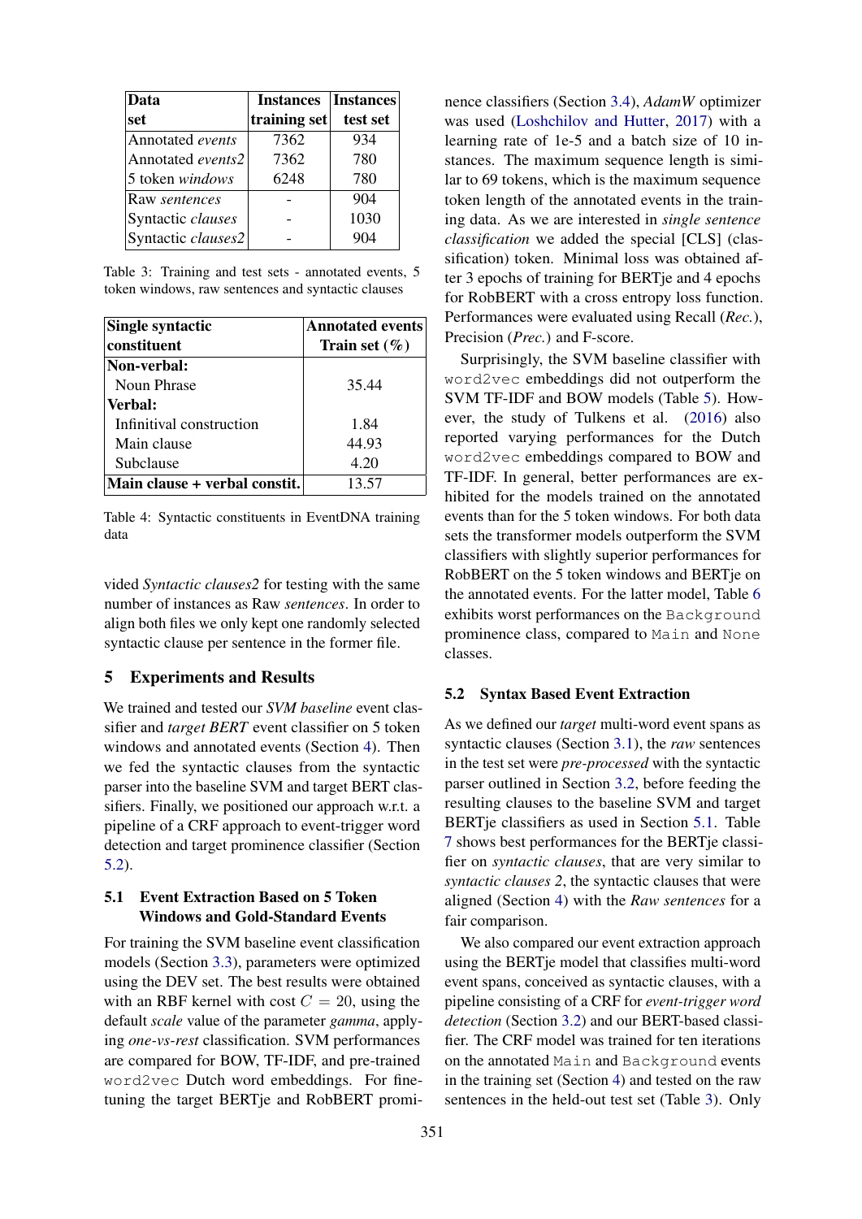| Data set | Instances training set | Instances test set |
|---|---|---|
| Annotated *events* | 7362 | 934 |
| Annotated *events2* | 7362 | 780 |
| 5 token *windows* | 6248 | 780 |
| Raw *sentences* | - | 904 |
| Syntactic *clauses* | - | 1030 |
| Syntactic *clauses2* | - | 904 |

Table 3: Training and test sets - annotated events, 5 token windows, raw sentences and syntactic clauses

| Single syntactic constituent | Annotated events Train set (%) |
|---|---|
| **Non-verbal:** | |
| Noun Phrase | 35.44 |
| **Verbal:** | |
| Infinitival construction | 1.84 |
| Main clause | 44.93 |
| Subclause | 4.20 |
| **Main clause + verbal constit.** | 13.57 |

Table 4: Syntactic constituents in EventDNA training data

vided *Syntactic clauses2* for testing with the same number of instances as Raw *sentences*. In order to align both files we only kept one randomly selected syntactic clause per sentence in the former file.

## 5 Experiments and Results

We trained and tested our *SVM baseline* event classifier and *target BERT* event classifier on 5 token windows and annotated events (Section 4). Then we fed the syntactic clauses from the syntactic parser into the baseline SVM and target BERT classifiers. Finally, we positioned our approach w.r.t. a pipeline of a CRF approach to event-trigger word detection and target prominence classifier (Section 5.2).

### 5.1 Event Extraction Based on 5 Token Windows and Gold-Standard Events

For training the SVM baseline event classification models (Section 3.3), parameters were optimized using the DEV set. The best results were obtained with an RBF kernel with cost $C = 20$, using the default *scale* value of the parameter *gamma*, applying *one-vs-rest* classification. SVM performances are compared for BOW, TF-IDF, and pre-trained `word2vec` Dutch word embeddings. For fine-tuning the target BERTje and RobBERT prominence classifiers (Section 3.4), *AdamW* optimizer was used (Loshchilov and Hutter, 2017) with a learning rate of 1e-5 and a batch size of 10 instances. The maximum sequence length is similar to 69 tokens, which is the maximum sequence token length of the annotated events in the training data. As we are interested in *single sentence classification* we added the special [CLS] (classification) token. Minimal loss was obtained after 3 epochs of training for BERTje and 4 epochs for RobBERT with a cross entropy loss function. Performances were evaluated using Recall (*Rec.*), Precision (*Prec.*) and F-score.

Surprisingly, the SVM baseline classifier with `word2vec` embeddings did not outperform the SVM TF-IDF and BOW models (Table 5). However, the study of Tulkens et al. (2016) also reported varying performances for the Dutch `word2vec` embeddings compared to BOW and TF-IDF. In general, better performances are exhibited for the models trained on the annotated events than for the 5 token windows. For both data sets the transformer models outperform the SVM classifiers with slightly superior performances for RobBERT on the 5 token windows and BERTje on the annotated events. For the latter model, Table 6 exhibits worst performances on the `Background` prominence class, compared to `Main` and `None` classes.

### 5.2 Syntax Based Event Extraction

As we defined our *target* multi-word event spans as syntactic clauses (Section 3.1), the *raw* sentences in the test set were *pre-processed* with the syntactic parser outlined in Section 3.2, before feeding the resulting clauses to the baseline SVM and target BERTje classifiers as used in Section 5.1. Table 7 shows best performances for the BERTje classifier on *syntactic clauses*, that are very similar to *syntactic clauses 2*, the syntactic clauses that were aligned (Section 4) with the *Raw sentences* for a fair comparison.

We also compared our event extraction approach using the BERTje model that classifies multi-word event spans, conceived as syntactic clauses, with a pipeline consisting of a CRF for *event-trigger word detection* (Section 3.2) and our BERT-based classifier. The CRF model was trained for ten iterations on the annotated `Main` and `Background` events in the training set (Section 4) and tested on the raw sentences in the held-out test set (Table 3). Only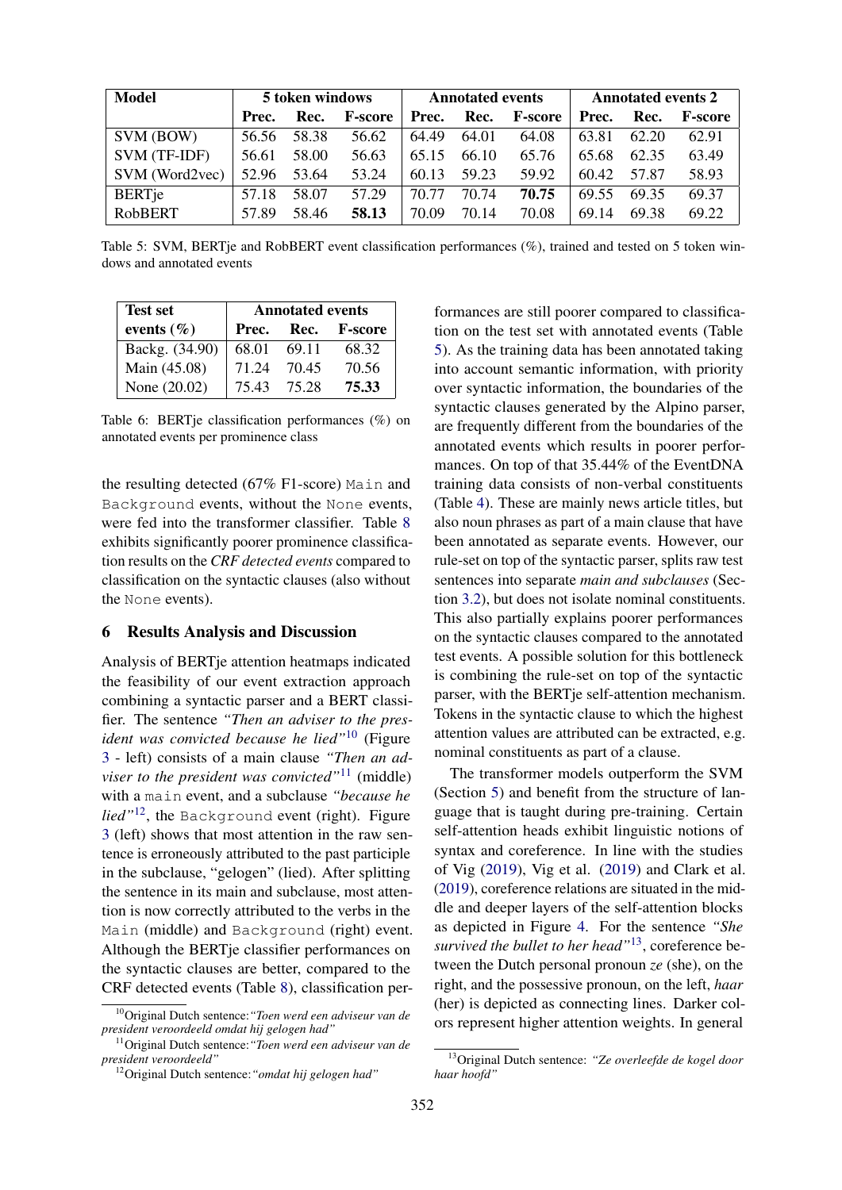| Model | 5 token windows | | | Annotated events | | | Annotated events 2 | | |
|---|---|---|---|---|---|---|---|---|---|
| | Prec. | Rec. | F-score | Prec. | Rec. | F-score | Prec. | Rec. | F-score |
| SVM (BOW) | 56.56 | 58.38 | 56.62 | 64.49 | 64.01 | 64.08 | 63.81 | 62.20 | 62.91 |
| SVM (TF-IDF) | 56.61 | 58.00 | 56.63 | 65.15 | 66.10 | 65.76 | 65.68 | 62.35 | 63.49 |
| SVM (Word2vec) | 52.96 | 53.64 | 53.24 | 60.13 | 59.23 | 59.92 | 60.42 | 57.87 | 58.93 |
| BERTje | 57.18 | 58.07 | 57.29 | 70.77 | 70.74 | **70.75** | 69.55 | 69.35 | 69.37 |
| RobBERT | 57.89 | 58.46 | **58.13** | 70.09 | 70.14 | 70.08 | 69.14 | 69.38 | 69.22 |

Table 5: SVM, BERTje and RobBERT event classification performances (%), trained and tested on 5 token windows and annotated events

| Test set events (%) | Annotated events | | |
|---|---|---|---|
| | Prec. | Rec. | F-score |
| Backg. (34.90) | 68.01 | 69.11 | 68.32 |
| Main (45.08) | 71.24 | 70.45 | 70.56 |
| None (20.02) | 75.43 | 75.28 | **75.33** |

Table 6: BERTje classification performances (%) on annotated events per prominence class

the resulting detected (67% F1-score) `Main` and `Background` events, without the `None` events, were fed into the transformer classifier. Table 8 exhibits significantly poorer prominence classification results on the *CRF detected events* compared to classification on the syntactic clauses (also without the `None` events).

## 6 Results Analysis and Discussion

Analysis of BERTje attention heatmaps indicated the feasibility of our event extraction approach combining a syntactic parser and a BERT classifier. The sentence *"Then an adviser to the president was convicted because he lied"*[10] (Figure 3 - left) consists of a main clause *"Then an adviser to the president was convicted"*[11] (middle) with a `main` event, and a subclause *"because he lied"*[12], the `Background` event (right). Figure 3 (left) shows that most attention in the raw sentence is erroneously attributed to the past participle in the subclause, "gelogen" (lied). After splitting the sentence in its main and subclause, most attention is now correctly attributed to the verbs in the `Main` (middle) and `Background` (right) event. Although the BERTje classifier performances on the syntactic clauses are better, compared to the CRF detected events (Table 8), classification performances are still poorer compared to classification on the test set with annotated events (Table 5). As the training data has been annotated taking into account semantic information, with priority over syntactic information, the boundaries of the syntactic clauses generated by the Alpino parser, are frequently different from the boundaries of the annotated events which results in poorer performances. On top of that 35.44% of the EventDNA training data consists of non-verbal constituents (Table 4). These are mainly news article titles, but also noun phrases as part of a main clause that have been annotated as separate events. However, our rule-set on top of the syntactic parser, splits raw test sentences into separate *main and subclauses* (Section 3.2), but does not isolate nominal constituents. This also partially explains poorer performances on the syntactic clauses compared to the annotated test events. A possible solution for this bottleneck is combining the rule-set on top of the syntactic parser, with the BERTje self-attention mechanism. Tokens in the syntactic clause to which the highest attention values are attributed can be extracted, e.g. nominal constituents as part of a clause.

The transformer models outperform the SVM (Section 5) and benefit from the structure of language that is taught during pre-training. Certain self-attention heads exhibit linguistic notions of syntax and coreference. In line with the studies of Vig (2019), Vig et al. (2019) and Clark et al. (2019), coreference relations are situated in the middle and deeper layers of the self-attention blocks as depicted in Figure 4. For the sentence *"She survived the bullet to her head"*[13], coreference between the Dutch personal pronoun *ze* (she), on the right, and the possessive pronoun, on the left, *haar* (her) is depicted as connecting lines. Darker colors represent higher attention weights. In general

[10] Original Dutch sentence: *"Toen werd een adviseur van de president veroordeeld omdat hij gelogen had"*

[11] Original Dutch sentence: *"Toen werd een adviseur van de president veroordeeld"*

[12] Original Dutch sentence: *"omdat hij gelogen had"*

[13] Original Dutch sentence: *"Ze overleefde de kogel door haar hoofd"*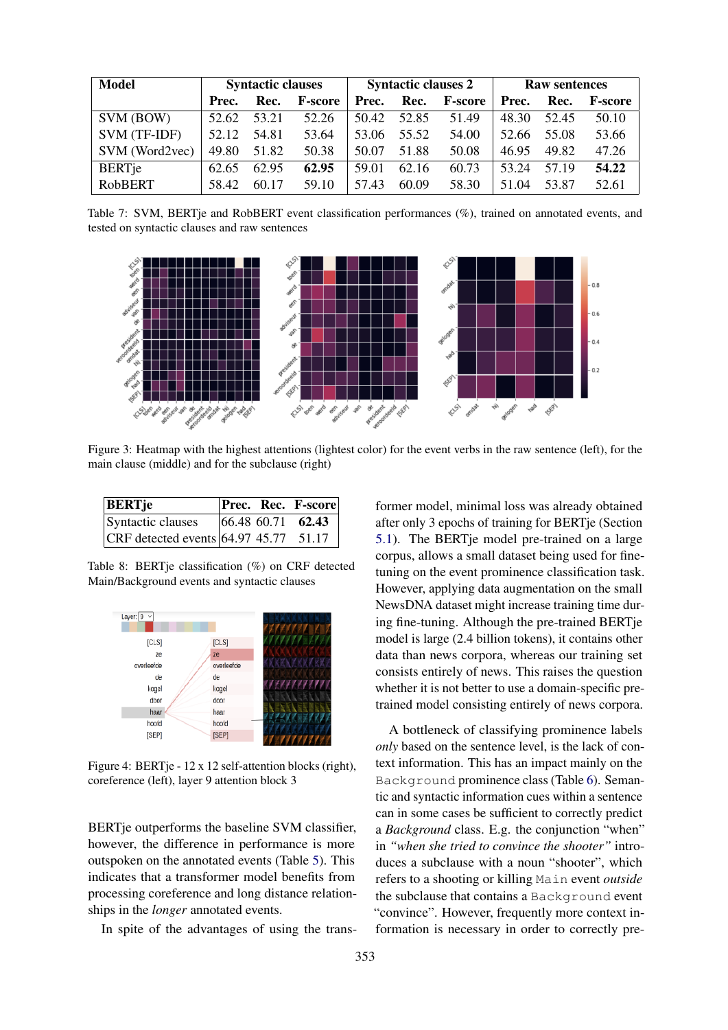| Model | Syntactic clauses | | | Syntactic clauses 2 | | | Raw sentences | | |
|---|---|---|---|---|---|---|---|---|---|
| | Prec. | Rec. | F-score | Prec. | Rec. | F-score | Prec. | Rec. | F-score |
| SVM (BOW) | 52.62 | 53.21 | 52.26 | 50.42 | 52.85 | 51.49 | 48.30 | 52.45 | 50.10 |
| SVM (TF-IDF) | 52.12 | 54.81 | 53.64 | 53.06 | 55.52 | 54.00 | 52.66 | 55.08 | 53.66 |
| SVM (Word2vec) | 49.80 | 51.82 | 50.38 | 50.07 | 51.88 | 50.08 | 46.95 | 49.82 | 47.26 |
| BERTje | 62.65 | 62.95 | **62.95** | 59.01 | 62.16 | 60.73 | 53.24 | 57.19 | **54.22** |
| RobBERT | 58.42 | 60.17 | 59.10 | 57.43 | 60.09 | 58.30 | 51.04 | 53.87 | 52.61 |

Table 7: SVM, BERTje and RobBERT event classification performances (%), trained on annotated events, and tested on syntactic clauses and raw sentences

Figure 3: Heatmap with the highest attentions (lightest color) for the event verbs in the raw sentence (left), for the main clause (middle) and for the subclause (right)

| BERTje | Prec. | Rec. | F-score |
|---|---|---|---|
| Syntactic clauses | 66.48 | 60.71 | **62.43** |
| CRF detected events | 64.97 | 45.77 | 51.17 |

Table 8: BERTje classification (%) on CRF detected Main/Background events and syntactic clauses

Figure 4: BERTje - 12 x 12 self-attention blocks (right), coreference (left), layer 9 attention block 3

BERTje outperforms the baseline SVM classifier, however, the difference in performance is more outspoken on the annotated events (Table 5). This indicates that a transformer model benefits from processing coreference and long distance relationships in the *longer* annotated events.

In spite of the advantages of using the transformer model, minimal loss was already obtained after only 3 epochs of training for BERTje (Section 5.1). The BERTje model pre-trained on a large corpus, allows a small dataset being used for fine-tuning on the event prominence classification task. However, applying data augmentation on the small NewsDNA dataset might increase training time during fine-tuning. Although the pre-trained BERTje model is large (2.4 billion tokens), it contains other data than news corpora, whereas our training set consists entirely of news. This raises the question whether it is not better to use a domain-specific pre-trained model consisting entirely of news corpora.

A bottleneck of classifying prominence labels *only* based on the sentence level, is the lack of context information. This has an impact mainly on the `Background` prominence class (Table 6). Semantic and syntactic information cues within a sentence can in some cases be sufficient to correctly predict a *Background* class. E.g. the conjunction "when" in *"when she tried to convince the shooter"* introduces a subclause with a noun "shooter", which refers to a shooting or killing `Main` event *outside* the subclause that contains a `Background` event "convince". However, frequently more context information is necessary in order to correctly pre-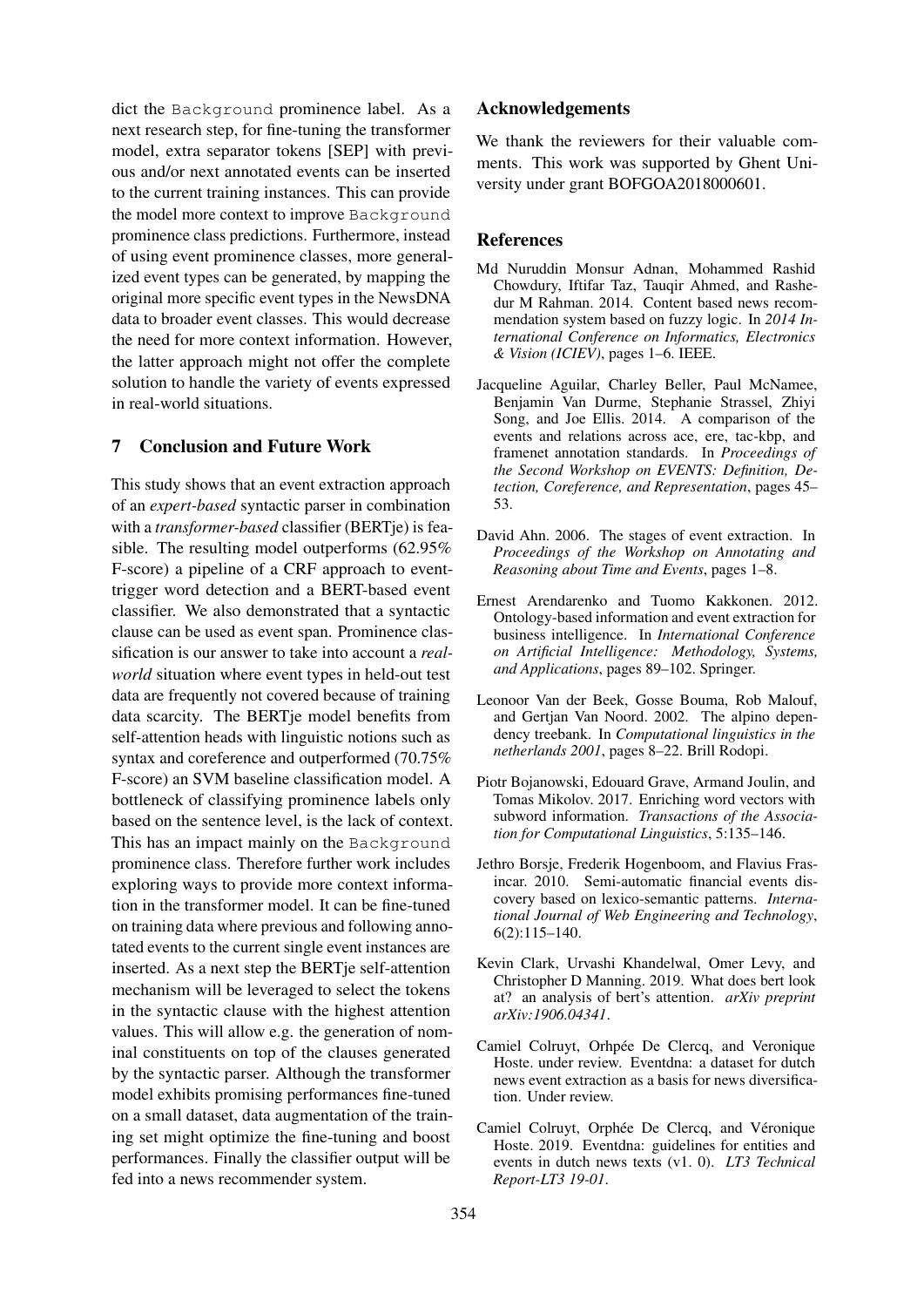dict the `Background` prominence label. As a next research step, for fine-tuning the transformer model, extra separator tokens [SEP] with previous and/or next annotated events can be inserted to the current training instances. This can provide the model more context to improve `Background` prominence class predictions. Furthermore, instead of using event prominence classes, more generalized event types can be generated, by mapping the original more specific event types in the NewsDNA data to broader event classes. This would decrease the need for more context information. However, the latter approach might not offer the complete solution to handle the variety of events expressed in real-world situations.

## 7 Conclusion and Future Work

This study shows that an event extraction approach of an *expert-based* syntactic parser in combination with a *transformer-based* classifier (BERTje) is feasible. The resulting model outperforms (62.95% F-score) a pipeline of a CRF approach to event-trigger word detection and a BERT-based event classifier. We also demonstrated that a syntactic clause can be used as event span. Prominence classification is our answer to take into account a *real-world* situation where event types in held-out test data are frequently not covered because of training data scarcity. The BERTje model benefits from self-attention heads with linguistic notions such as syntax and coreference and outperformed (70.75% F-score) an SVM baseline classification model. A bottleneck of classifying prominence labels only based on the sentence level, is the lack of context. This has an impact mainly on the `Background` prominence class. Therefore further work includes exploring ways to provide more context information in the transformer model. It can be fine-tuned on training data where previous and following annotated events to the current single event instances are inserted. As a next step the BERTje self-attention mechanism will be leveraged to select the tokens in the syntactic clause with the highest attention values. This will allow e.g. the generation of nominal constituents on top of the clauses generated by the syntactic parser. Although the transformer model exhibits promising performances fine-tuned on a small dataset, data augmentation of the training set might optimize the fine-tuning and boost performances. Finally the classifier output will be fed into a news recommender system.

## Acknowledgements

We thank the reviewers for their valuable comments. This work was supported by Ghent University under grant BOFGOA2018000601.

## References

Md Nuruddin Monsur Adnan, Mohammed Rashid Chowdury, Iftifar Taz, Tauqir Ahmed, and Rashedur M Rahman. 2014. Content based news recommendation system based on fuzzy logic. In *2014 International Conference on Informatics, Electronics & Vision (ICIEV)*, pages 1–6. IEEE.

Jacqueline Aguilar, Charley Beller, Paul McNamee, Benjamin Van Durme, Stephanie Strassel, Zhiyi Song, and Joe Ellis. 2014. A comparison of the events and relations across ace, ere, tac-kbp, and framenet annotation standards. In *Proceedings of the Second Workshop on EVENTS: Definition, Detection, Coreference, and Representation*, pages 45–53.

David Ahn. 2006. The stages of event extraction. In *Proceedings of the Workshop on Annotating and Reasoning about Time and Events*, pages 1–8.

Ernest Arendarenko and Tuomo Kakkonen. 2012. Ontology-based information and event extraction for business intelligence. In *International Conference on Artificial Intelligence: Methodology, Systems, and Applications*, pages 89–102. Springer.

Leonoor Van der Beek, Gosse Bouma, Rob Malouf, and Gertjan Van Noord. 2002. The alpino dependency treebank. In *Computational linguistics in the netherlands 2001*, pages 8–22. Brill Rodopi.

Piotr Bojanowski, Edouard Grave, Armand Joulin, and Tomas Mikolov. 2017. Enriching word vectors with subword information. *Transactions of the Association for Computational Linguistics*, 5:135–146.

Jethro Borsje, Frederik Hogenboom, and Flavius Frasincar. 2010. Semi-automatic financial events discovery based on lexico-semantic patterns. *International Journal of Web Engineering and Technology*, 6(2):115–140.

Kevin Clark, Urvashi Khandelwal, Omer Levy, and Christopher D Manning. 2019. What does bert look at? an analysis of bert's attention. *arXiv preprint arXiv:1906.04341*.

Camiel Colruyt, Orhpée De Clercq, and Veronique Hoste. under review. Eventdna: a dataset for dutch news event extraction as a basis for news diversification. Under review.

Camiel Colruyt, Orphée De Clercq, and Véronique Hoste. 2019. Eventdna: guidelines for entities and events in dutch news texts (v1. 0). *LT3 Technical Report-LT3 19-01*.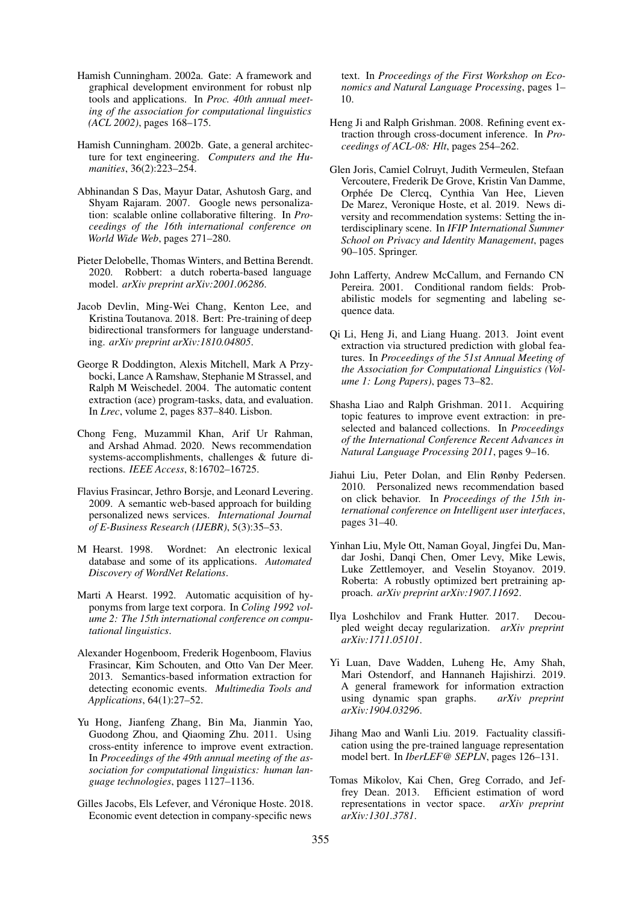Hamish Cunningham. 2002a. Gate: A framework and graphical development environment for robust nlp tools and applications. In *Proc. 40th annual meeting of the association for computational linguistics (ACL 2002)*, pages 168–175.

Hamish Cunningham. 2002b. Gate, a general architecture for text engineering. *Computers and the Humanities*, 36(2):223–254.

Abhinandan S Das, Mayur Datar, Ashutosh Garg, and Shyam Rajaram. 2007. Google news personalization: scalable online collaborative filtering. In *Proceedings of the 16th international conference on World Wide Web*, pages 271–280.

Pieter Delobelle, Thomas Winters, and Bettina Berendt. 2020. Robbert: a dutch roberta-based language model. *arXiv preprint arXiv:2001.06286*.

Jacob Devlin, Ming-Wei Chang, Kenton Lee, and Kristina Toutanova. 2018. Bert: Pre-training of deep bidirectional transformers for language understanding. *arXiv preprint arXiv:1810.04805*.

George R Doddington, Alexis Mitchell, Mark A Przybocki, Lance A Ramshaw, Stephanie M Strassel, and Ralph M Weischedel. 2004. The automatic content extraction (ace) program-tasks, data, and evaluation. In *Lrec*, volume 2, pages 837–840. Lisbon.

Chong Feng, Muzammil Khan, Arif Ur Rahman, and Arshad Ahmad. 2020. News recommendation systems-accomplishments, challenges & future directions. *IEEE Access*, 8:16702–16725.

Flavius Frasincar, Jethro Borsje, and Leonard Levering. 2009. A semantic web-based approach for building personalized news services. *International Journal of E-Business Research (IJEBR)*, 5(3):35–53.

M Hearst. 1998. Wordnet: An electronic lexical database and some of its applications. *Automated Discovery of WordNet Relations*.

Marti A Hearst. 1992. Automatic acquisition of hyponyms from large text corpora. In *Coling 1992 volume 2: The 15th international conference on computational linguistics*.

Alexander Hogenboom, Frederik Hogenboom, Flavius Frasincar, Kim Schouten, and Otto Van Der Meer. 2013. Semantics-based information extraction for detecting economic events. *Multimedia Tools and Applications*, 64(1):27–52.

Yu Hong, Jianfeng Zhang, Bin Ma, Jianmin Yao, Guodong Zhou, and Qiaoming Zhu. 2011. Using cross-entity inference to improve event extraction. In *Proceedings of the 49th annual meeting of the association for computational linguistics: human language technologies*, pages 1127–1136.

Gilles Jacobs, Els Lefever, and Véronique Hoste. 2018. Economic event detection in company-specific news text. In *Proceedings of the First Workshop on Economics and Natural Language Processing*, pages 1–10.

Heng Ji and Ralph Grishman. 2008. Refining event extraction through cross-document inference. In *Proceedings of ACL-08: Hlt*, pages 254–262.

Glen Joris, Camiel Colruyt, Judith Vermeulen, Stefaan Vercoutere, Frederik De Grove, Kristin Van Damme, Orphée De Clercq, Cynthia Van Hee, Lieven De Marez, Veronique Hoste, et al. 2019. News diversity and recommendation systems: Setting the interdisciplinary scene. In *IFIP International Summer School on Privacy and Identity Management*, pages 90–105. Springer.

John Lafferty, Andrew McCallum, and Fernando CN Pereira. 2001. Conditional random fields: Probabilistic models for segmenting and labeling sequence data.

Qi Li, Heng Ji, and Liang Huang. 2013. Joint event extraction via structured prediction with global features. In *Proceedings of the 51st Annual Meeting of the Association for Computational Linguistics (Volume 1: Long Papers)*, pages 73–82.

Shasha Liao and Ralph Grishman. 2011. Acquiring topic features to improve event extraction: in preselected and balanced collections. In *Proceedings of the International Conference Recent Advances in Natural Language Processing 2011*, pages 9–16.

Jiahui Liu, Peter Dolan, and Elin Rønby Pedersen. 2010. Personalized news recommendation based on click behavior. In *Proceedings of the 15th international conference on Intelligent user interfaces*, pages 31–40.

Yinhan Liu, Myle Ott, Naman Goyal, Jingfei Du, Mandar Joshi, Danqi Chen, Omer Levy, Mike Lewis, Luke Zettlemoyer, and Veselin Stoyanov. 2019. Roberta: A robustly optimized bert pretraining approach. *arXiv preprint arXiv:1907.11692*.

Ilya Loshchilov and Frank Hutter. 2017. Decoupled weight decay regularization. *arXiv preprint arXiv:1711.05101*.

Yi Luan, Dave Wadden, Luheng He, Amy Shah, Mari Ostendorf, and Hannaneh Hajishirzi. 2019. A general framework for information extraction using dynamic span graphs. *arXiv preprint arXiv:1904.03296*.

Jihang Mao and Wanli Liu. 2019. Factuality classification using the pre-trained language representation model bert. In *IberLEF@ SEPLN*, pages 126–131.

Tomas Mikolov, Kai Chen, Greg Corrado, and Jeffrey Dean. 2013. Efficient estimation of word representations in vector space. *arXiv preprint arXiv:1301.3781*.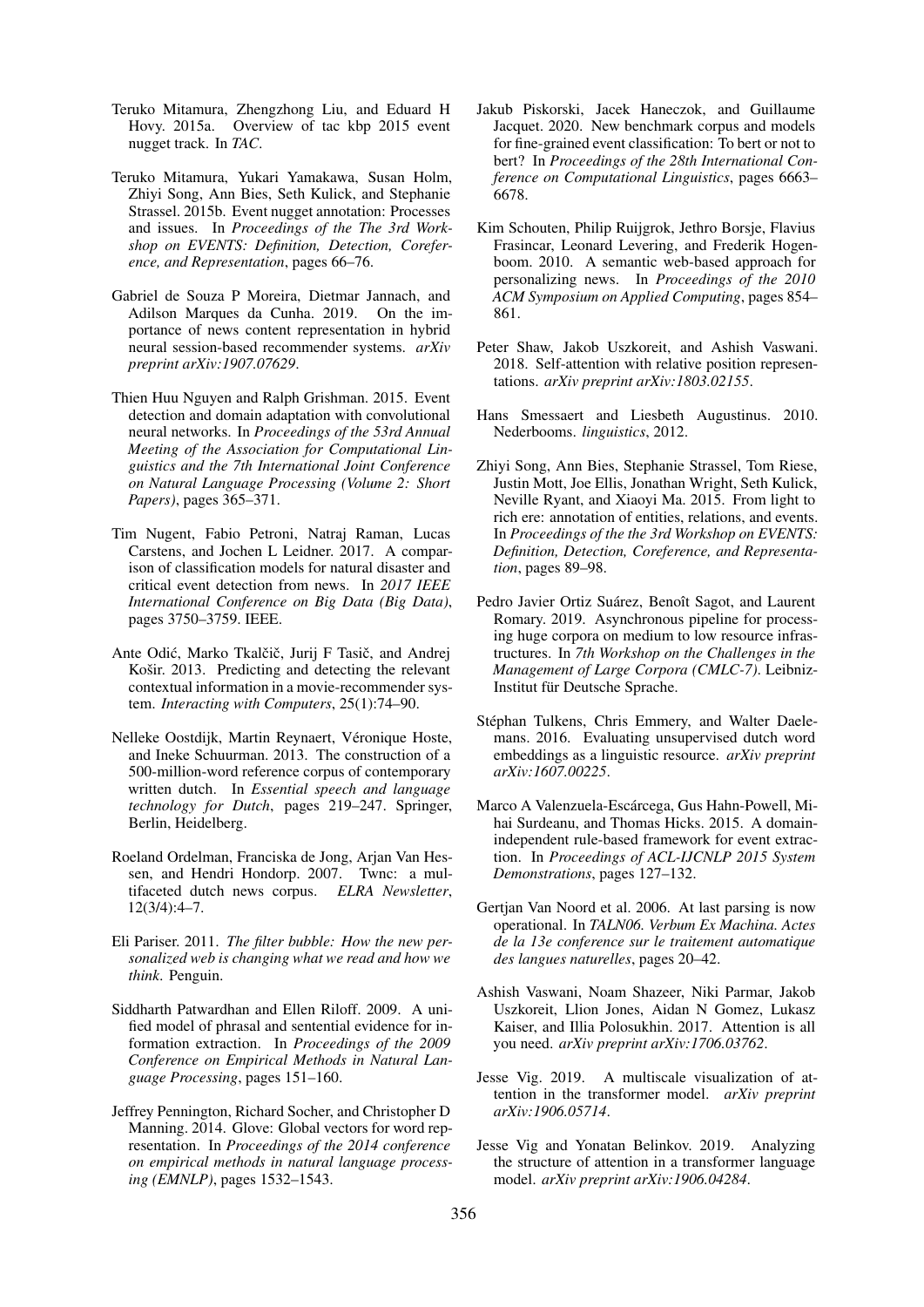Teruko Mitamura, Zhengzhong Liu, and Eduard H Hovy. 2015a. Overview of tac kbp 2015 event nugget track. In *TAC*.

Teruko Mitamura, Yukari Yamakawa, Susan Holm, Zhiyi Song, Ann Bies, Seth Kulick, and Stephanie Strassel. 2015b. Event nugget annotation: Processes and issues. In *Proceedings of the The 3rd Workshop on EVENTS: Definition, Detection, Coreference, and Representation*, pages 66–76.

Gabriel de Souza P Moreira, Dietmar Jannach, and Adilson Marques da Cunha. 2019. On the importance of news content representation in hybrid neural session-based recommender systems. *arXiv preprint arXiv:1907.07629*.

Thien Huu Nguyen and Ralph Grishman. 2015. Event detection and domain adaptation with convolutional neural networks. In *Proceedings of the 53rd Annual Meeting of the Association for Computational Linguistics and the 7th International Joint Conference on Natural Language Processing (Volume 2: Short Papers)*, pages 365–371.

Tim Nugent, Fabio Petroni, Natraj Raman, Lucas Carstens, and Jochen L Leidner. 2017. A comparison of classification models for natural disaster and critical event detection from news. In *2017 IEEE International Conference on Big Data (Big Data)*, pages 3750–3759. IEEE.

Ante Odić, Marko Tkalčič, Jurij F Tasič, and Andrej Košir. 2013. Predicting and detecting the relevant contextual information in a movie-recommender system. *Interacting with Computers*, 25(1):74–90.

Nelleke Oostdijk, Martin Reynaert, Véronique Hoste, and Ineke Schuurman. 2013. The construction of a 500-million-word reference corpus of contemporary written dutch. In *Essential speech and language technology for Dutch*, pages 219–247. Springer, Berlin, Heidelberg.

Roeland Ordelman, Franciska de Jong, Arjan Van Hessen, and Hendri Hondorp. 2007. Twnc: a multifaceted dutch news corpus. *ELRA Newsletter*, 12(3/4):4–7.

Eli Pariser. 2011. *The filter bubble: How the new personalized web is changing what we read and how we think*. Penguin.

Siddharth Patwardhan and Ellen Riloff. 2009. A unified model of phrasal and sentential evidence for information extraction. In *Proceedings of the 2009 Conference on Empirical Methods in Natural Language Processing*, pages 151–160.

Jeffrey Pennington, Richard Socher, and Christopher D Manning. 2014. Glove: Global vectors for word representation. In *Proceedings of the 2014 conference on empirical methods in natural language processing (EMNLP)*, pages 1532–1543.

Jakub Piskorski, Jacek Haneczok, and Guillaume Jacquet. 2020. New benchmark corpus and models for fine-grained event classification: To bert or not to bert? In *Proceedings of the 28th International Conference on Computational Linguistics*, pages 6663–6678.

Kim Schouten, Philip Ruijgrok, Jethro Borsje, Flavius Frasincar, Leonard Levering, and Frederik Hogenboom. 2010. A semantic web-based approach for personalizing news. In *Proceedings of the 2010 ACM Symposium on Applied Computing*, pages 854–861.

Peter Shaw, Jakob Uszkoreit, and Ashish Vaswani. 2018. Self-attention with relative position representations. *arXiv preprint arXiv:1803.02155*.

Hans Smessaert and Liesbeth Augustinus. 2010. Nederbooms. *linguistics*, 2012.

Zhiyi Song, Ann Bies, Stephanie Strassel, Tom Riese, Justin Mott, Joe Ellis, Jonathan Wright, Seth Kulick, Neville Ryant, and Xiaoyi Ma. 2015. From light to rich ere: annotation of entities, relations, and events. In *Proceedings of the the 3rd Workshop on EVENTS: Definition, Detection, Coreference, and Representation*, pages 89–98.

Pedro Javier Ortiz Suárez, Benoît Sagot, and Laurent Romary. 2019. Asynchronous pipeline for processing huge corpora on medium to low resource infrastructures. In *7th Workshop on the Challenges in the Management of Large Corpora (CMLC-7)*. Leibniz-Institut für Deutsche Sprache.

Stéphan Tulkens, Chris Emmery, and Walter Daelemans. 2016. Evaluating unsupervised dutch word embeddings as a linguistic resource. *arXiv preprint arXiv:1607.00225*.

Marco A Valenzuela-Escárcega, Gus Hahn-Powell, Mihai Surdeanu, and Thomas Hicks. 2015. A domain-independent rule-based framework for event extraction. In *Proceedings of ACL-IJCNLP 2015 System Demonstrations*, pages 127–132.

Gertjan Van Noord et al. 2006. At last parsing is now operational. In *TALN06. Verbum Ex Machina. Actes de la 13e conference sur le traitement automatique des langues naturelles*, pages 20–42.

Ashish Vaswani, Noam Shazeer, Niki Parmar, Jakob Uszkoreit, Llion Jones, Aidan N Gomez, Lukasz Kaiser, and Illia Polosukhin. 2017. Attention is all you need. *arXiv preprint arXiv:1706.03762*.

Jesse Vig. 2019. A multiscale visualization of attention in the transformer model. *arXiv preprint arXiv:1906.05714*.

Jesse Vig and Yonatan Belinkov. 2019. Analyzing the structure of attention in a transformer language model. *arXiv preprint arXiv:1906.04284*.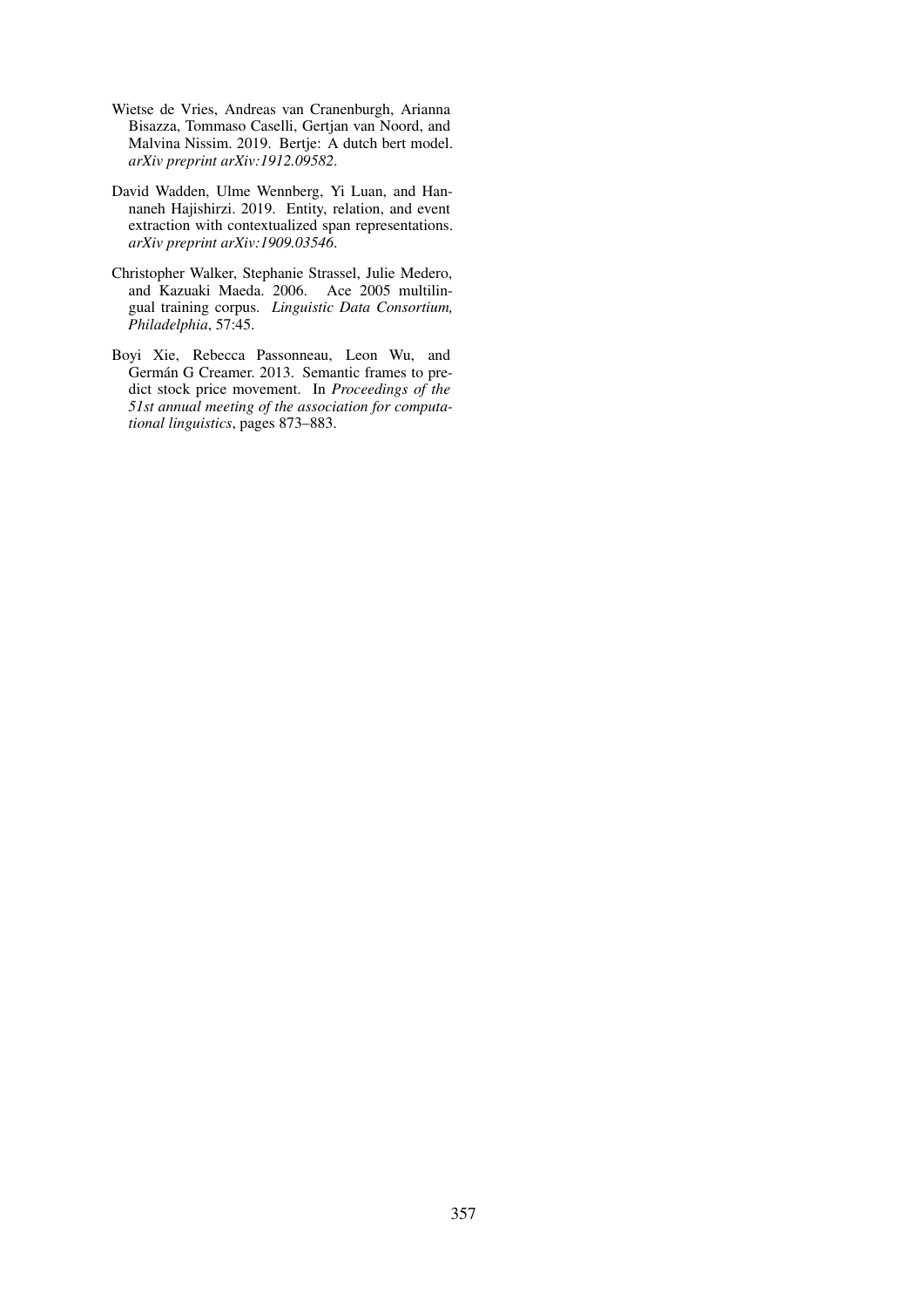Wietse de Vries, Andreas van Cranenburgh, Arianna Bisazza, Tommaso Caselli, Gertjan van Noord, and Malvina Nissim. 2019. Bertje: A dutch bert model. *arXiv preprint arXiv:1912.09582*.

David Wadden, Ulme Wennberg, Yi Luan, and Hannaneh Hajishirzi. 2019. Entity, relation, and event extraction with contextualized span representations. *arXiv preprint arXiv:1909.03546*.

Christopher Walker, Stephanie Strassel, Julie Medero, and Kazuaki Maeda. 2006. Ace 2005 multilingual training corpus. *Linguistic Data Consortium, Philadelphia*, 57:45.

Boyi Xie, Rebecca Passonneau, Leon Wu, and Germán G Creamer. 2013. Semantic frames to predict stock price movement. In *Proceedings of the 51st annual meeting of the association for computational linguistics*, pages 873–883.